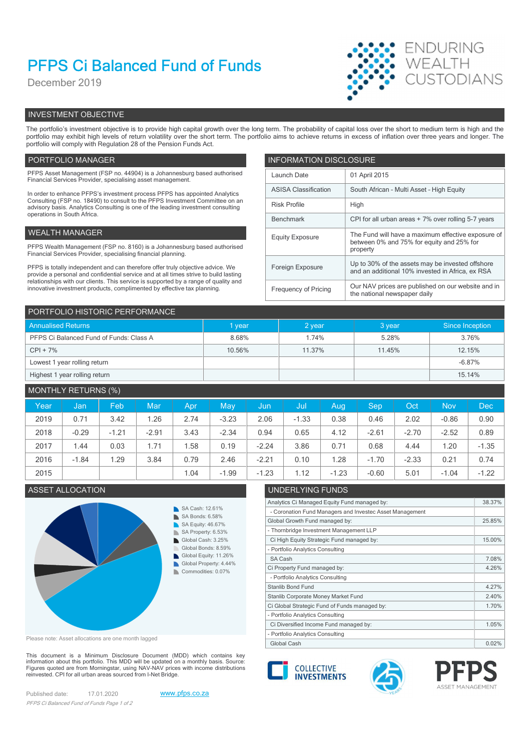# PFPS Ci Balanced Fund of Funds

December 2019

ENDURING WEALTH CUSTODIANS

## INVESTMENT OBJECTIVE

The portfolio's investment objective is to provide high capital growth over the long term. The probability of capital loss over the short to medium term is high and the portfolio may exhibit high levels of return volatility over the short term. The portfolio aims to achieve returns in excess of inflation over three years and longer. The portfolio will comply with Regulation 28 of the Pension Funds Act.

## PORTFOLIO MANAGER

PFPS Asset Management (FSP no. 44904) is a Johannesburg based authorised Financial Services Provider, specialising asset management.

In order to enhance PFPS's investment process PFPS has appointed Analytics Consulting (FSP no. 18490) to consult to the PFPS Investment Committee on an advisory basis. Analytics Consulting is one of the leading investment consulting operations in South Africa.

## WEALTH MANAGER

PFPS Wealth Management (FSP no. 8160) is a Johannesburg based authorised Financial Services Provider, specialising financial planning.

PFPS is totally independent and can therefore offer truly objective advice. We provide a personal and confidential service and at all times strive to build lasting relationships with our clients. This service is supported by a range of quality and innovative investment products, complimented by effective tax planning.

## INFORMATION DISCLOSURE

| | |
|---|---|
| Launch Date | 01 April 2015 |
| ASISA Classification | South African - Multi Asset - High Equity |
| Risk Profile | High |
| Benchmark | CPI for all urban areas + 7% over rolling 5-7 years |
| Equity Exposure | The Fund will have a maximum effective exposure of between 0% and 75% for equity and 25% for property |
| Foreign Exposure | Up to 30% of the assets may be invested offshore and an additional 10% invested in Africa, ex RSA |
| Frequency of Pricing | Our NAV prices are published on our website and in the national newspaper daily |

## PORTFOLIO HISTORIC PERFORMANCE

| Annualised Returns | 1 year | 2 year | 3 year | Since Inception |
|---|---|---|---|---|
| PFPS Ci Balanced Fund of Funds: Class A | 8.68% | 1.74% | 5.28% | 3.76% |
| CPI + 7% | 10.56% | 11.37% | 11.45% | 12.15% |
| Lowest 1 year rolling return | | | | -6.87% |
| Highest 1 year rolling return | | | | 15.14% |

## MONTHLY RETURNS (%)

| Year | Jan | Feb | Mar | Apr | May | Jun | Jul | Aug | Sep | Oct | Nov | Dec |
|---|---|---|---|---|---|---|---|---|---|---|---|---|
| 2019 | 0.71 | 3.42 | 1.26 | 2.74 | -3.23 | 2.06 | -1.33 | 0.38 | 0.46 | 2.02 | -0.86 | 0.90 |
| 2018 | -0.29 | -1.21 | -2.91 | 3.43 | -2.34 | 0.94 | 0.65 | 4.12 | -2.61 | -2.70 | -2.52 | 0.89 |
| 2017 | 1.44 | 0.03 | 1.71 | 1.58 | 0.19 | -2.24 | 3.86 | 0.71 | 0.68 | 4.44 | 1.20 | -1.35 |
| 2016 | -1.84 | 1.29 | 3.84 | 0.79 | 2.46 | -2.21 | 0.10 | 1.28 | -1.70 | -2.33 | 0.21 | 0.74 |
| 2015 | | | | 1.04 | -1.99 | -1.23 | 1.12 | -1.23 | -0.60 | 5.01 | -1.04 | -1.22 |

## ASSET ALLOCATION

- SA Cash: 12.61%
- SA Bonds: 6.58%
- SA Equity: 46.67%
- SA Property: 6.53%
- Global Cash: 3.25%
- Global Bonds: 8.59%
- Global Equity: 11.26%
- Global Property: 4.44%
- Commodities: 0.07%

Please note: Asset allocations are one month lagged

## UNDERLYING FUNDS

| | |
|---|---|
| Analytics Ci Managed Equity Fund managed by: | 38.37% |
| - Coronation Fund Managers and Investec Asset Management | |
| Global Growth Fund managed by: | 25.85% |
| - Thornbridge Investment Management LLP | |
| Ci High Equity Strategic Fund managed by: | 15.00% |
| - Portfolio Analytics Consulting | |
| SA Cash | 7.08% |
| Ci Property Fund managed by: | 4.26% |
| - Portfolio Analytics Consulting | |
| Stanlib Bond Fund | 4.27% |
| Stanlib Corporate Money Market Fund | 2.40% |
| Ci Global Strategic Fund of Funds managed by: | 1.70% |
| - Portfolio Analytics Consulting | |
| Ci Diversified Income Fund managed by: | 1.05% |
| - Portfolio Analytics Consulting | |
| Global Cash | 0.02% |

This document is a Minimum Disclosure Document (MDD) which contains key information about this portfolio. This MDD will be updated on a monthly basis. Source: Figures quoted are from Morningstar, using NAV-NAV prices with income distributions reinvested. CPI for all urban areas sourced from I-Net Bridge.

Published date: 17.01.2020 www.pfps.co.za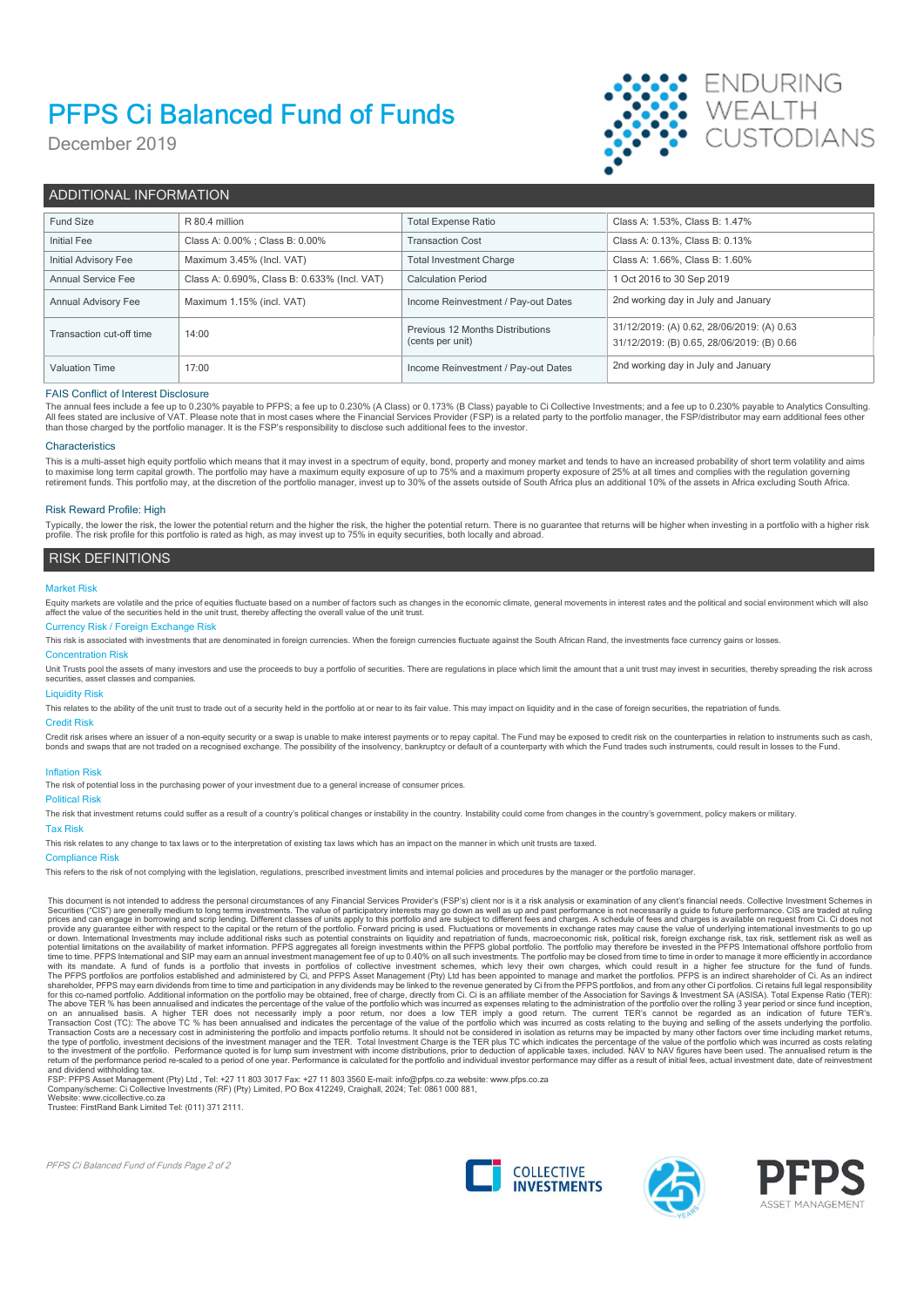# PFPS Ci Balanced Fund of Funds

December 2019

ENDURING WEALTH CUSTODIANS

## ADDITIONAL INFORMATION

| | | | |
|---|---|---|---|
| Fund Size | R 80.4 million | Total Expense Ratio | Class A: 1.53%, Class B: 1.47% |
| Initial Fee | Class A: 0.00% ; Class B: 0.00% | Transaction Cost | Class A: 0.13%, Class B: 0.13% |
| Initial Advisory Fee | Maximum 3.45% (Incl. VAT) | Total Investment Charge | Class A: 1.66%, Class B: 1.60% |
| Annual Service Fee | Class A: 0.690%, Class B: 0.633% (Incl. VAT) | Calculation Period | 1 Oct 2016 to 30 Sep 2019 |
| Annual Advisory Fee | Maximum 1.15% (incl. VAT) | Income Reinvestment / Pay-out Dates | 2nd working day in July and January |
| Transaction cut-off time | 14:00 | Previous 12 Months Distributions (cents per unit) | 31/12/2019: (A) 0.62, 28/06/2019: (A) 0.63<br>31/12/2019: (B) 0.65, 28/06/2019: (B) 0.66 |
| Valuation Time | 17:00 | Income Reinvestment / Pay-out Dates | 2nd working day in July and January |

### FAIS Conflict of Interest Disclosure

The annual fees include a fee up to 0.230% payable to PFPS; a fee up to 0.230% (A Class) or 0.173% (B Class) payable to Ci Collective Investments; and a fee up to 0.230% payable to Analytics Consulting. All fees stated are inclusive of VAT. Please note that in most cases where the Financial Services Provider (FSP) is a related party to the portfolio manager, the FSP/distributor may earn additional fees other than those charged by the portfolio manager. It is the FSP's responsibility to disclose such additional fees to the investor.

### Characteristics

This is a multi-asset high equity portfolio which means that it may invest in a spectrum of equity, bond, property and money market and tends to have an increased probability of short term volatility and aims to maximise long term capital growth. The portfolio may have a maximum equity exposure of up to 75% and a maximum property exposure of 25% at all times and complies with the regulation governing retirement funds. This portfolio may, at the discretion of the portfolio manager, invest up to 30% of the assets outside of South Africa plus an additional 10% of the assets in Africa excluding South Africa.

### Risk Reward Profile: High

Typically, the lower the risk, the lower the potential return and the higher the risk, the higher the potential return. There is no guarantee that returns will be higher when investing in a portfolio with a higher risk profile. The risk profile for this portfolio is rated as high, as may invest up to 75% in equity securities, both locally and abroad.

## RISK DEFINITIONS

### Market Risk

Equity markets are volatile and the price of equities fluctuate based on a number of factors such as changes in the economic climate, general movements in interest rates and the political and social environment which will also affect the value of the securities held in the unit trust, thereby affecting the overall value of the unit trust.

### Currency Risk / Foreign Exchange Risk

This risk is associated with investments that are denominated in foreign currencies. When the foreign currencies fluctuate against the South African Rand, the investments face currency gains or losses.

### Concentration Risk

Unit Trusts pool the assets of many investors and use the proceeds to buy a portfolio of securities. There are regulations in place which limit the amount that a unit trust may invest in securities, thereby spreading the risk across securities, asset classes and companies.

### Liquidity Risk

This relates to the ability of the unit trust to trade out of a security held in the portfolio at or near to its fair value. This may impact on liquidity and in the case of foreign securities, the repatriation of funds.

### Credit Risk

Credit risk arises where an issuer of a non-equity security or a swap is unable to make interest payments or to repay capital. The Fund may be exposed to credit risk on the counterparties in relation to instruments such as cash, bonds and swaps that are not traded on a recognised exchange. The possibility of the insolvency, bankruptcy or default of a counterparty with which the Fund trades such instruments, could result in losses to the Fund.

### Inflation Risk

The risk of potential loss in the purchasing power of your investment due to a general increase of consumer prices.

### Political Risk

The risk that investment returns could suffer as a result of a country's political changes or instability in the country. Instability could come from changes in the country's government, policy makers or military.

### Tax Risk

This risk relates to any change to tax laws or to the interpretation of existing tax laws which has an impact on the manner in which unit trusts are taxed.

### Compliance Risk

This refers to the risk of not complying with the legislation, regulations, prescribed investment limits and internal policies and procedures by the manager or the portfolio manager.

This document is not intended to address the personal circumstances of any Financial Services Provider's (FSP's) client nor is it a risk analysis or examination of any client's financial needs. Collective Investment Schemes in Securities ("CIS") are generally medium to long terms investments. The value of participatory interests may go down as well as up and past performance is not necessarily a guide to future performance. CIS are traded at ruling prices and can engage in borrowing and scrip lending. Different classes of units apply to this portfolio and are subject to different fees and charges. A schedule of fees and charges is available on request from Ci. Ci does not provide any guarantee either with respect to the capital or the return of the portfolio. Forward pricing is used. Fluctuations or movements in exchange rates may cause the value of underlying international investments to go up or down. International Investments may include additional risks such as potential constraints on liquidity and repatriation of funds, macroeconomic risk, political risk, foreign exchange risk, tax risk, settlement risk as well as potential limitations on the availability of market information. PFPS aggregates all foreign investments within the PFPS global portfolio. The portfolio may therefore be invested in the PFPS International offshore portfolio from time to time. PFPS International and SIP may earn an annual investment management fee of up to 0.40% on all such investments. The portfolio may be closed from time to time in order to manage it more efficiently in accordance with its mandate. A fund of funds is a portfolio that invests in portfolios of collective investment schemes, which levy their own charges, which could result in a higher fee structure for the fund of funds. The PFPS portfolios are portfolios established and administered by Ci, and PFPS Asset Management (Pty) Ltd has been appointed to manage and market the portfolios. PFPS is an indirect shareholder of Ci. As an indirect shareholder, PFPS may earn dividends from time to time and participation in any dividends may be linked to the revenue generated by Ci from the PFPS portfolios, and from any other Ci portfolios. Ci retains full legal responsibility for this co-named portfolio. Additional information on the portfolio may be obtained, free of charge, directly from Ci. Ci is an affiliate member of the Association for Savings & Investment SA (ASISA). Total Expense Ratio (TER): The above TER % has been annualised and indicates the percentage of the value of the portfolio which was incurred as expenses relating to the administration of the portfolio over the rolling 3 year period or since fund inception, on an annualised basis. A higher TER does not necessarily imply a poor return, nor does a low TER imply a good return. The current TER's cannot be regarded as an indication of future TER's. Transaction Cost (TC): The above TC % has been annualised and indicates the percentage of the value of the portfolio which was incurred as costs relating to the buying and selling of the assets underlying the portfolio. Transaction Costs are a necessary cost in administering the portfolio and impacts portfolio returns. It should not be considered in isolation as returns may be impacted by many other factors over time including market returns, the type of portfolio, investment decisions of the investment manager and the TER. Total Investment Charge is the TER plus TC which indicates the percentage of the value of the portfolio which was incurred as costs relating to the investment of the portfolio. Performance quoted is for lump sum investment with income distributions, prior to deduction of applicable taxes, included. NAV to NAV figures have been used. The annualised return is the return of the performance period re-scaled to a period of one year. Performance is calculated for the portfolio and individual investor performance may differ as a result of initial fees, actual investment date, date of reinvestment and dividend withholding tax.
FSP: PFPS Asset Management (Pty) Ltd , Tel: +27 11 803 3017 Fax: +27 11 803 3560 E-mail: info@pfps.co.za website: www.pfps.co.za
Company/scheme: Ci Collective Investments (RF) (Pty) Limited, PO Box 412249, Craighall, 2024; Tel: 0861 000 881,
Website: www.cicollective.co.za
Trustee: FirstRand Bank Limited Tel: (011) 371 2111.